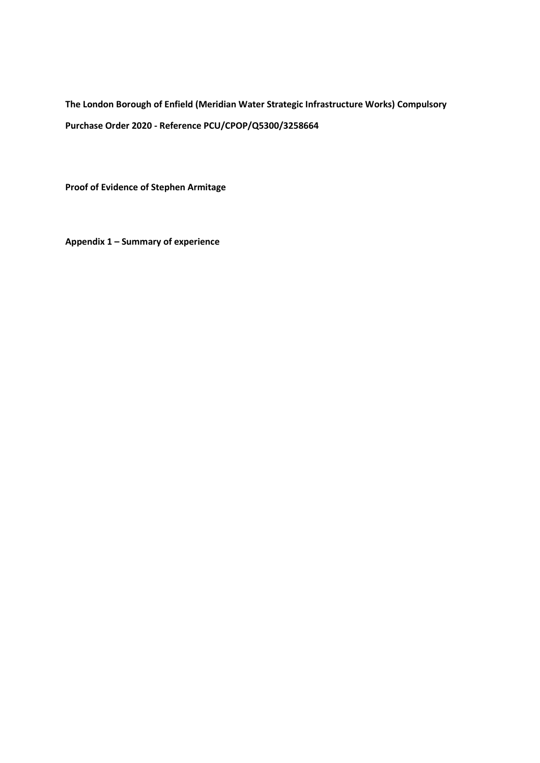**The London Borough of Enfield (Meridian Water Strategic Infrastructure Works) Compulsory Purchase Order 2020 - Reference PCU/CPOP/Q5300/3258664**

**Proof of Evidence of Stephen Armitage**

**Appendix 1 – Summary of experience**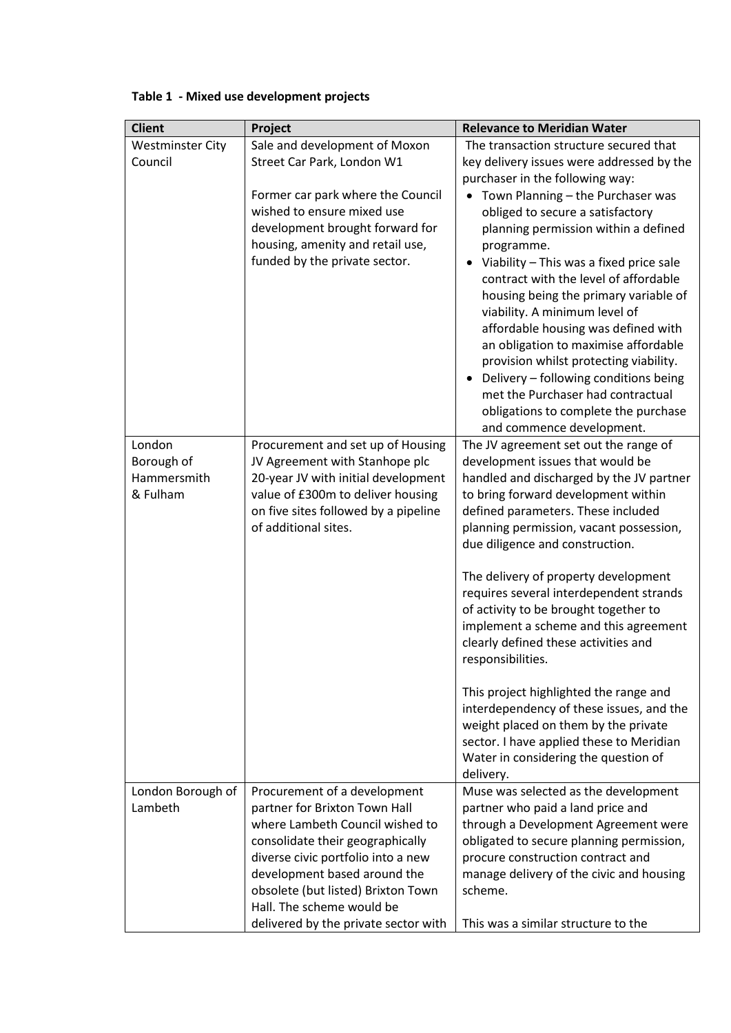**Table 1 - Mixed use development projects**

| Client | Project | Relevance to Meridian Water |
|---|---|---|
| Westminster City Council | Sale and development of Moxon Street Car Park, London W1<br><br>Former car park where the Council wished to ensure mixed use development brought forward for housing, amenity and retail use, funded by the private sector. | The transaction structure secured that key delivery issues were addressed by the purchaser in the following way:<br>• Town Planning – the Purchaser was obliged to secure a satisfactory planning permission within a defined programme.<br>• Viability – This was a fixed price sale contract with the level of affordable housing being the primary variable of viability. A minimum level of affordable housing was defined with an obligation to maximise affordable provision whilst protecting viability.<br>• Delivery – following conditions being met the Purchaser had contractual obligations to complete the purchase and commence development. |
| London Borough of Hammersmith & Fulham | Procurement and set up of Housing JV Agreement with Stanhope plc 20-year JV with initial development value of £300m to deliver housing on five sites followed by a pipeline of additional sites. | The JV agreement set out the range of development issues that would be handled and discharged by the JV partner to bring forward development within defined parameters. These included planning permission, vacant possession, due diligence and construction.<br><br>The delivery of property development requires several interdependent strands of activity to be brought together to implement a scheme and this agreement clearly defined these activities and responsibilities.<br><br>This project highlighted the range and interdependency of these issues, and the weight placed on them by the private sector. I have applied these to Meridian Water in considering the question of delivery. |
| London Borough of Lambeth | Procurement of a development partner for Brixton Town Hall where Lambeth Council wished to consolidate their geographically diverse civic portfolio into a new development based around the obsolete (but listed) Brixton Town Hall. The scheme would be delivered by the private sector with | Muse was selected as the development partner who paid a land price and through a Development Agreement were obligated to secure planning permission, procure construction contract and manage delivery of the civic and housing scheme.<br><br>This was a similar structure to the |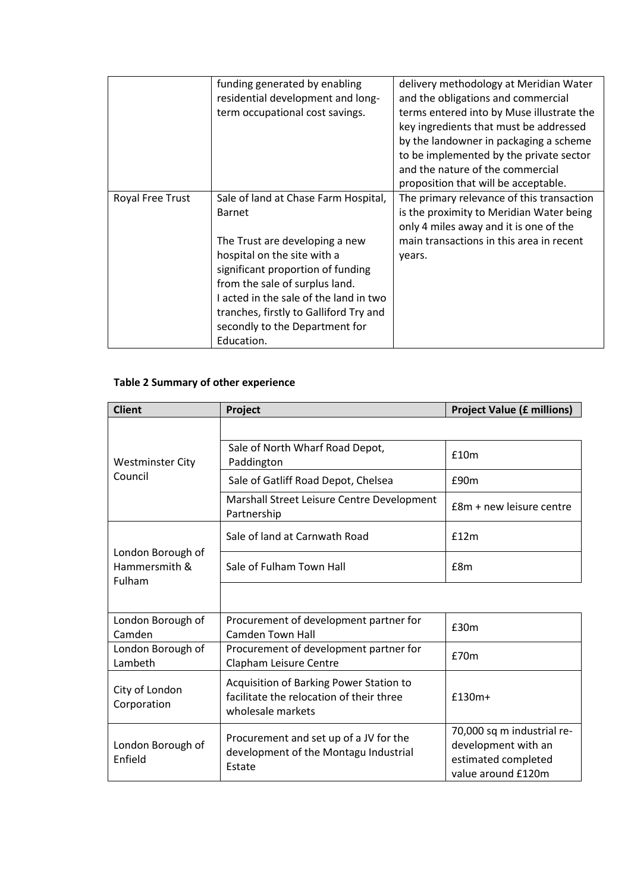| | | |
|---|---|---|
| | funding generated by enabling residential development and long-term occupational cost savings. | delivery methodology at Meridian Water and the obligations and commercial terms entered into by Muse illustrate the key ingredients that must be addressed by the landowner in packaging a scheme to be implemented by the private sector and the nature of the commercial proposition that will be acceptable. |
| Royal Free Trust | Sale of land at Chase Farm Hospital, Barnet<br><br>The Trust are developing a new hospital on the site with a significant proportion of funding from the sale of surplus land.<br>I acted in the sale of the land in two tranches, firstly to Galliford Try and secondly to the Department for Education. | The primary relevance of this transaction is the proximity to Meridian Water being only 4 miles away and it is one of the main transactions in this area in recent years. |

**Table 2 Summary of other experience**

| Client | Project | Project Value (£ millions) |
|---|---|---|
| Westminster City Council | Sale of North Wharf Road Depot, Paddington | £10m |
| | Sale of Gatliff Road Depot, Chelsea | £90m |
| | Marshall Street Leisure Centre Development Partnership | £8m + new leisure centre |
| London Borough of Hammersmith & Fulham | Sale of land at Carnwath Road | £12m |
| | Sale of Fulham Town Hall | £8m |
| London Borough of Camden | Procurement of development partner for Camden Town Hall | £30m |
| London Borough of Lambeth | Procurement of development partner for Clapham Leisure Centre | £70m |
| City of London Corporation | Acquisition of Barking Power Station to facilitate the relocation of their three wholesale markets | £130m+ |
| London Borough of Enfield | Procurement and set up of a JV for the development of the Montagu Industrial Estate | 70,000 sq m industrial re-development with an estimated completed value around £120m |